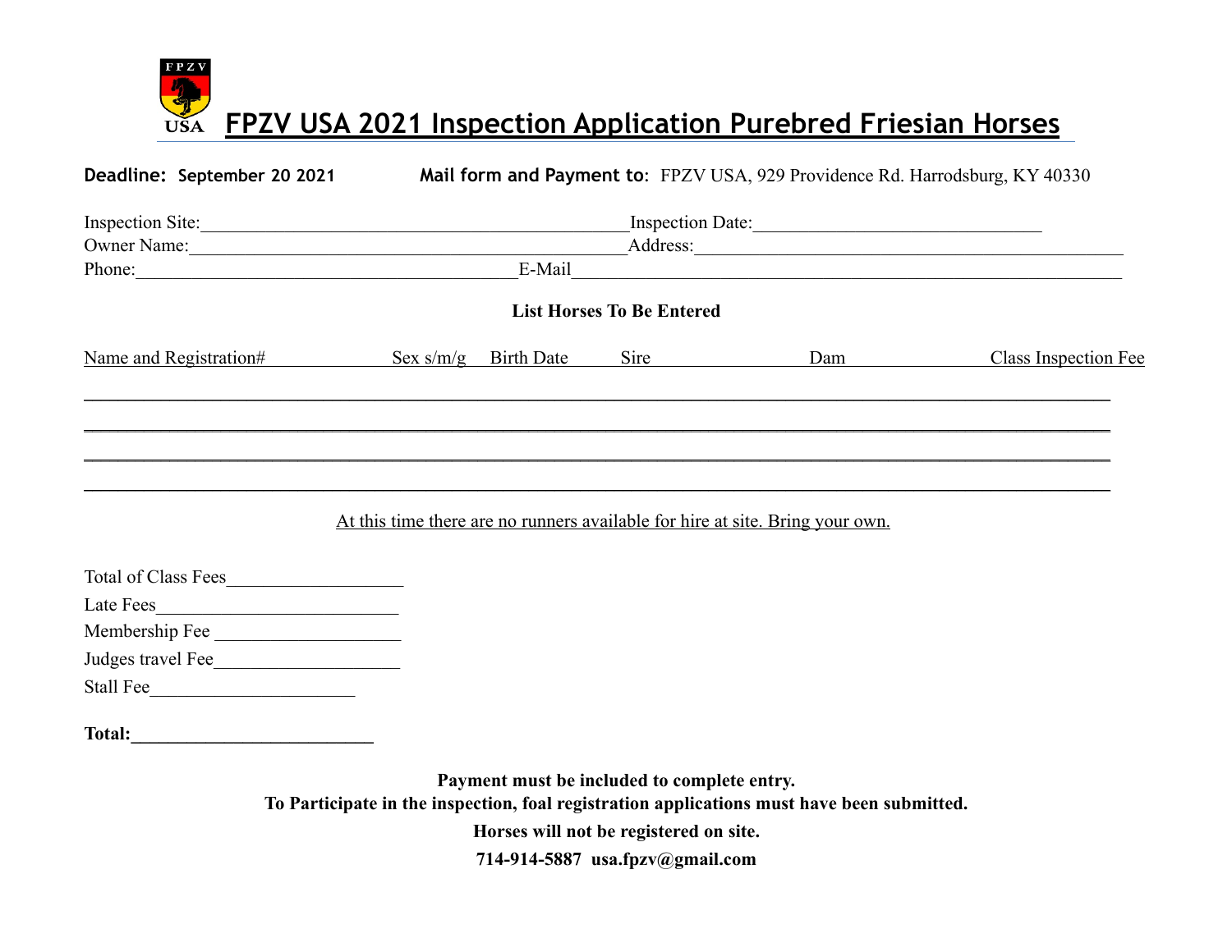# FPZV USA 2021 Inspection Application Purebred Friesian Horses

**Deadline: September 20 2021** **Mail form and Payment to:** FPZV USA, 929 Providence Rd. Harrodsburg, KY 40330

Inspection Site:______________________________ Inspection Date:______________________

Owner Name:______________________________ Address:______________________________

Phone:__________________________ E-Mail______________________________________

**List Horses To Be Entered**

| Name and Registration# | Sex s/m/g | Birth Date | Sire | Dam | Class Inspection Fee |
|---|---|---|---|---|---|
| | | | | | |
| | | | | | |
| | | | | | |
| | | | | | |

At this time there are no runners available for hire at site. Bring your own.

Total of Class Fees__________________

Late Fees__________________

Membership Fee __________________

Judges travel Fee__________________

Stall Fee__________________

**Total:__________________**

**Payment must be included to complete entry.**

**To Participate in the inspection, foal registration applications must have been submitted.**

**Horses will not be registered on site.**

**714-914-5887 usa.fpzv@gmail.com**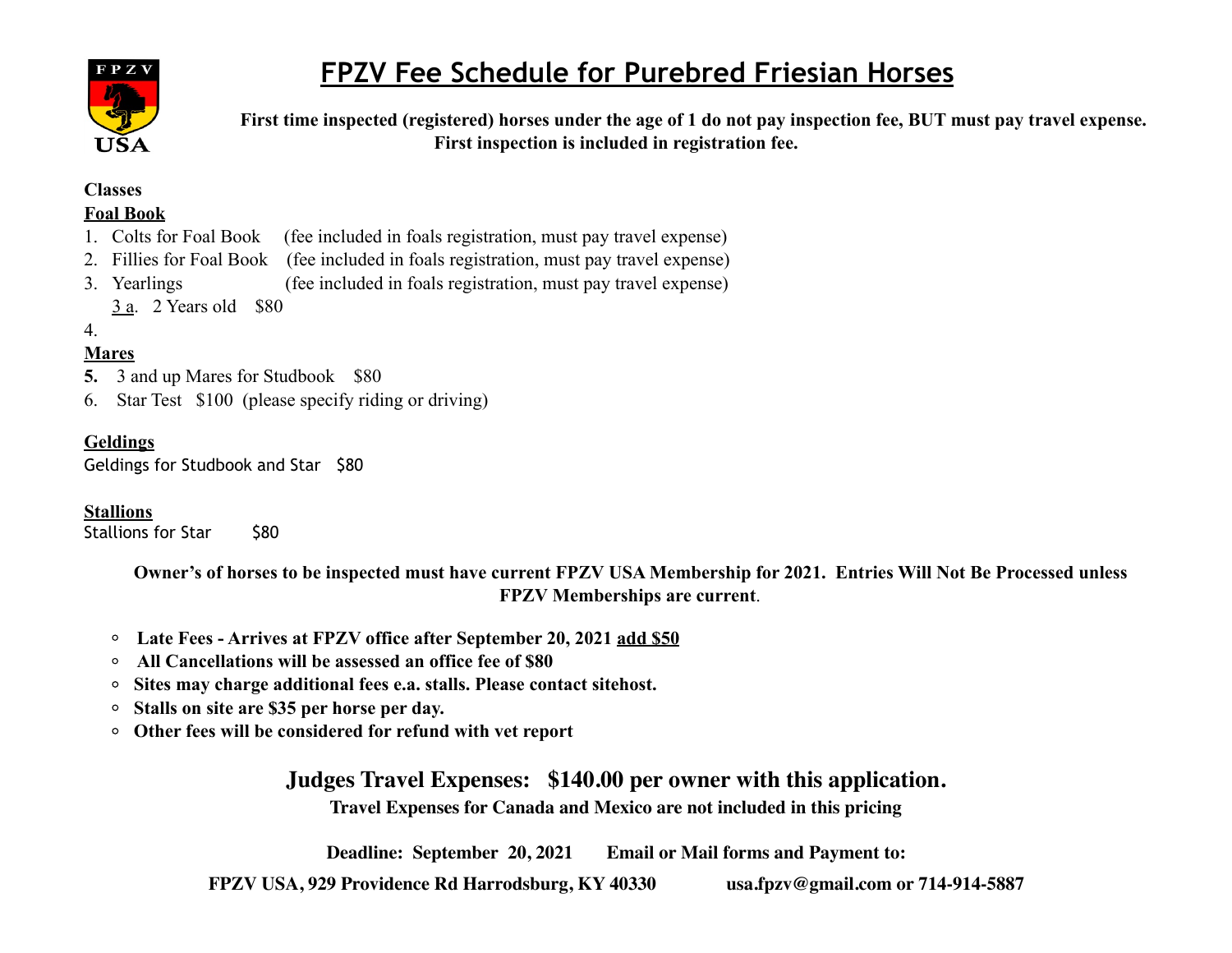# FPZV Fee Schedule for Purebred Friesian Horses

**First time inspected (registered) horses under the age of 1 do not pay inspection fee, BUT must pay travel expense. First inspection is included in registration fee.**

**Classes**

**Foal Book**

1. Colts for Foal Book (fee included in foals registration, must pay travel expense)
2. Fillies for Foal Book (fee included in foals registration, must pay travel expense)
3. Yearlings (fee included in foals registration, must pay travel expense)

   3 a. 2 Years old $80

4.

**Mares**

5. 3 and up Mares for Studbook $80
6. Star Test $100 (please specify riding or driving)

**Geldings**

Geldings for Studbook and Star $80

**Stallions**

Stallions for Star $80

**Owner's of horses to be inspected must have current FPZV USA Membership for 2021. Entries Will Not Be Processed unless FPZV Memberships are current.**

- **Late Fees - Arrives at FPZV office after September 20, 2021 add $50**
- **All Cancellations will be assessed an office fee of $80**
- **Sites may charge additional fees e.a. stalls. Please contact sitehost.**
- **Stalls on site are $35 per horse per day.**
- **Other fees will be considered for refund with vet report**

## Judges Travel Expenses: $140.00 per owner with this application.

**Travel Expenses for Canada and Mexico are not included in this pricing**

**Deadline: September 20, 2021 Email or Mail forms and Payment to:**

**FPZV USA, 929 Providence Rd Harrodsburg, KY 40330 usa.fpzv@gmail.com or 714-914-5887**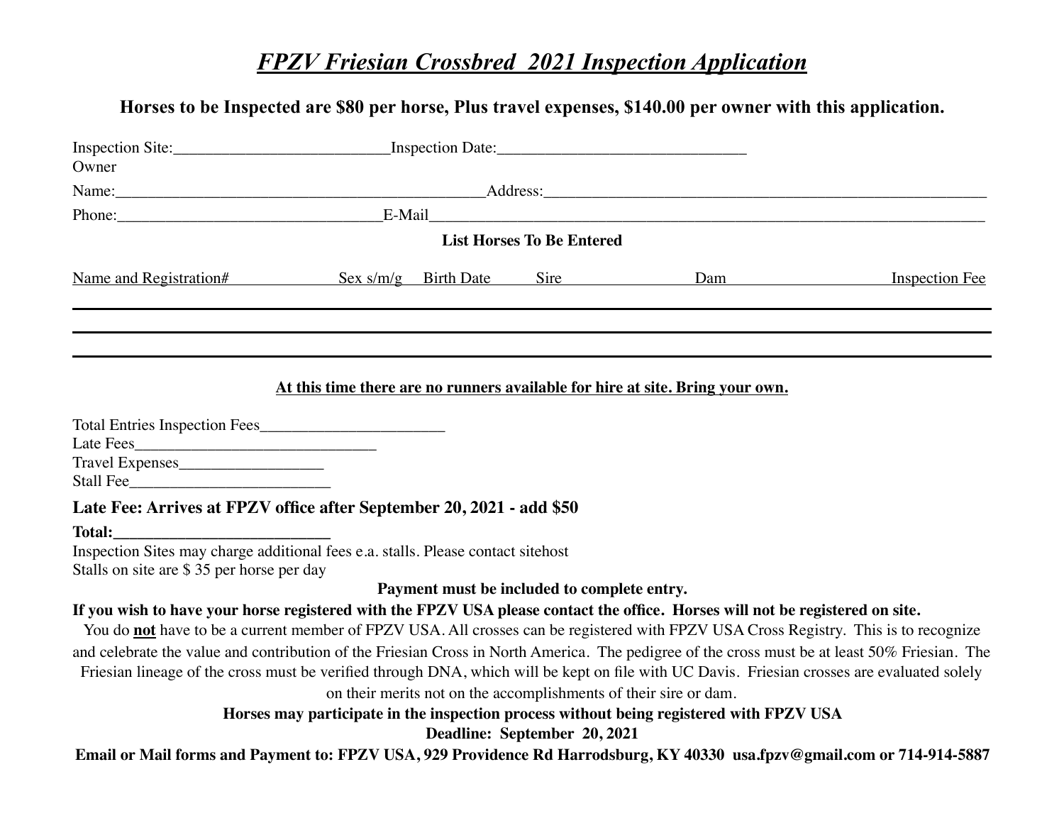# *FPZV Friesian Crossbred 2021 Inspection Application*

**Horses to be Inspected are $80 per horse, Plus travel expenses, $140.00 per owner with this application.**

Inspection Site:__________________________Inspection Date:______________________________

Owner

Name:_______________________________________________Address:__________________________________________________________

Phone:_________________________________E-Mail________________________________________________________________________

**List Horses To Be Entered**

| Name and Registration# | Sex s/m/g | Birth Date | Sire | Dam | Inspection Fee |
|---|---|---|---|---|---|
| | | | | | |
| | | | | | |
| | | | | | |

**At this time there are no runners available for hire at site. Bring your own.**

Total Entries Inspection Fees_______________________

Late Fees______________________________

Travel Expenses__________________

Stall Fee_________________________

**Late Fee: Arrives at FPZV office after September 20, 2021 - add $50**

**Total:___________________________**

Inspection Sites may charge additional fees e.a. stalls. Please contact sitehost

Stalls on site are $ 35 per horse per day

**Payment must be included to complete entry.**

**If you wish to have your horse registered with the FPZV USA please contact the office. Horses will not be registered on site.**

You do **not** have to be a current member of FPZV USA. All crosses can be registered with FPZV USA Cross Registry. This is to recognize and celebrate the value and contribution of the Friesian Cross in North America. The pedigree of the cross must be at least 50% Friesian. The Friesian lineage of the cross must be verified through DNA, which will be kept on file with UC Davis. Friesian crosses are evaluated solely on their merits not on the accomplishments of their sire or dam.

**Horses may participate in the inspection process without being registered with FPZV USA**

**Deadline: September 20, 2021**

**Email or Mail forms and Payment to: FPZV USA, 929 Providence Rd Harrodsburg, KY 40330 usa.fpzv@gmail.com or 714-914-5887**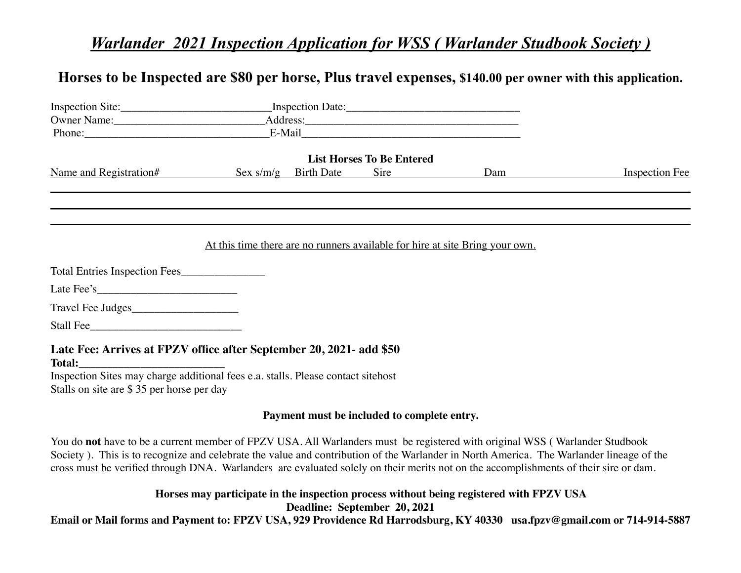# *Warlander 2021 Inspection Application for WSS ( Warlander Studbook Society )*

**Horses to be Inspected are $80 per horse, Plus travel expenses, $140.00 per owner with this application.**

Inspection Site:___________________________Inspection Date:_______________________________
Owner Name:__________________________Address:_______________________________________
Phone:_________________________________E-Mail_______________________________________

**List Horses To Be Entered**

| Name and Registration# | Sex s/m/g | Birth Date | Sire | Dam | Inspection Fee |
|---|---|---|---|---|---|
| | | | | | |
| | | | | | |
| | | | | | |

At this time there are no runners available for hire at site Bring your own.

Total Entries Inspection Fees_______________

Late Fee's_________________________

Travel Fee Judges___________________

Stall Fee___________________________

**Late Fee: Arrives at FPZV office after September 20, 2021- add $50**
**Total:__________________________**
Inspection Sites may charge additional fees e.a. stalls. Please contact sitehost
Stalls on site are $ 35 per horse per day

**Payment must be included to complete entry.**

You do **not** have to be a current member of FPZV USA. All Warlanders must be registered with original WSS ( Warlander Studbook Society ). This is to recognize and celebrate the value and contribution of the Warlander in North America. The Warlander lineage of the cross must be verified through DNA. Warlanders are evaluated solely on their merits not on the accomplishments of their sire or dam.

**Horses may participate in the inspection process without being registered with FPZV USA**
**Deadline: September 20, 2021**
**Email or Mail forms and Payment to: FPZV USA, 929 Providence Rd Harrodsburg, KY 40330 usa.fpzv@gmail.com or 714-914-5887**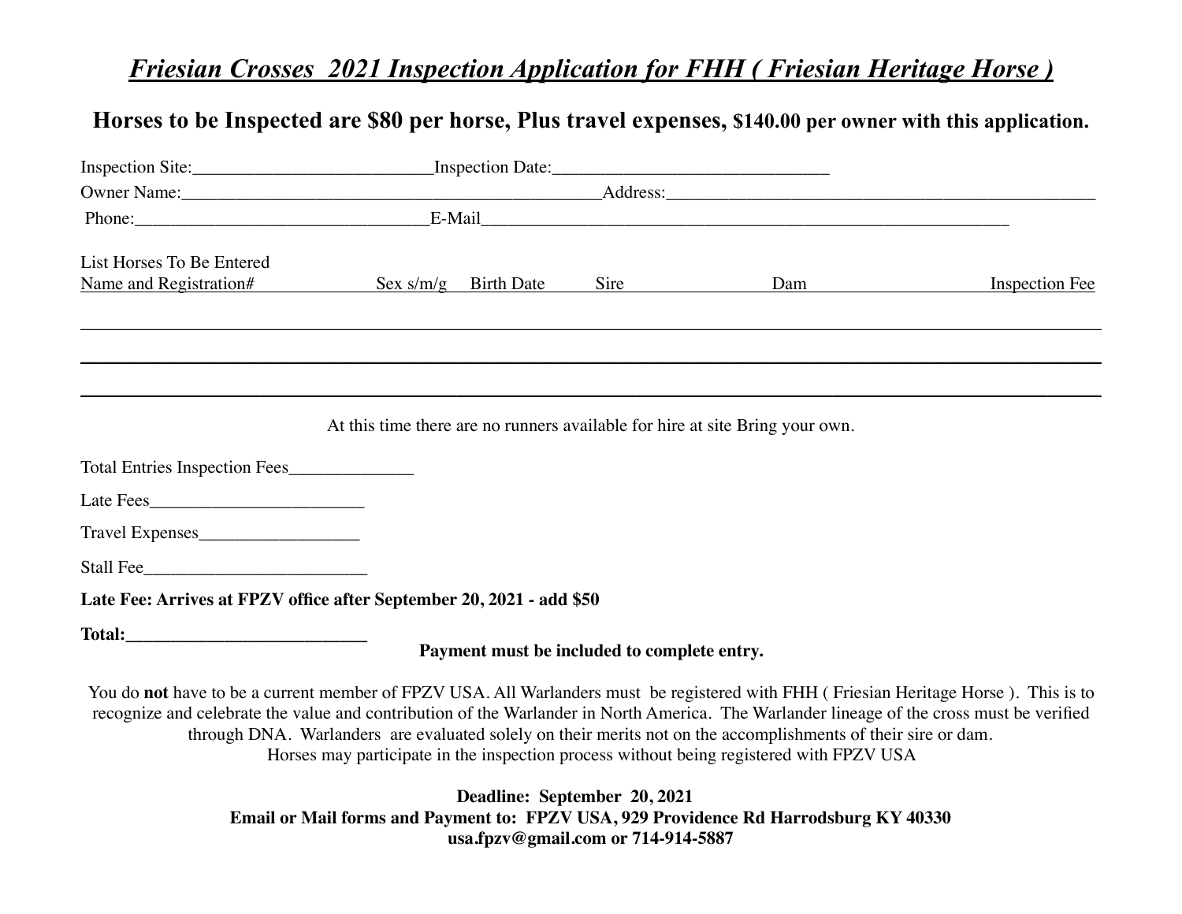# *Friesian Crosses 2021 Inspection Application for FHH ( Friesian Heritage Horse )*

**Horses to be Inspected are $80 per horse, Plus travel expenses, $140.00 per owner with this application.**

Inspection Site:__________________________Inspection Date:______________________________

Owner Name:______________________________________________Address:_________________________________________________

Phone:________________________________E-Mail_____________________________________________________________

List Horses To Be Entered

| Name and Registration# | Sex s/m/g | Birth Date | Sire | Dam | Inspection Fee |
|---|---|---|---|---|---|
| | | | | | |
| | | | | | |
| | | | | | |

At this time there are no runners available for hire at site Bring your own.

Total Entries Inspection Fees______________

Late Fees________________________

Travel Expenses__________________

Stall Fee_________________________

**Late Fee: Arrives at FPZV office after September 20, 2021 - add $50**

**Total:___________________________**

**Payment must be included to complete entry.**

You do **not** have to be a current member of FPZV USA. All Warlanders must be registered with FHH ( Friesian Heritage Horse ). This is to recognize and celebrate the value and contribution of the Warlander in North America. The Warlander lineage of the cross must be verified through DNA. Warlanders are evaluated solely on their merits not on the accomplishments of their sire or dam.
Horses may participate in the inspection process without being registered with FPZV USA

**Deadline: September 20, 2021**
**Email or Mail forms and Payment to: FPZV USA, 929 Providence Rd Harrodsburg KY 40330**
**usa.fpzv@gmail.com or 714-914-5887**